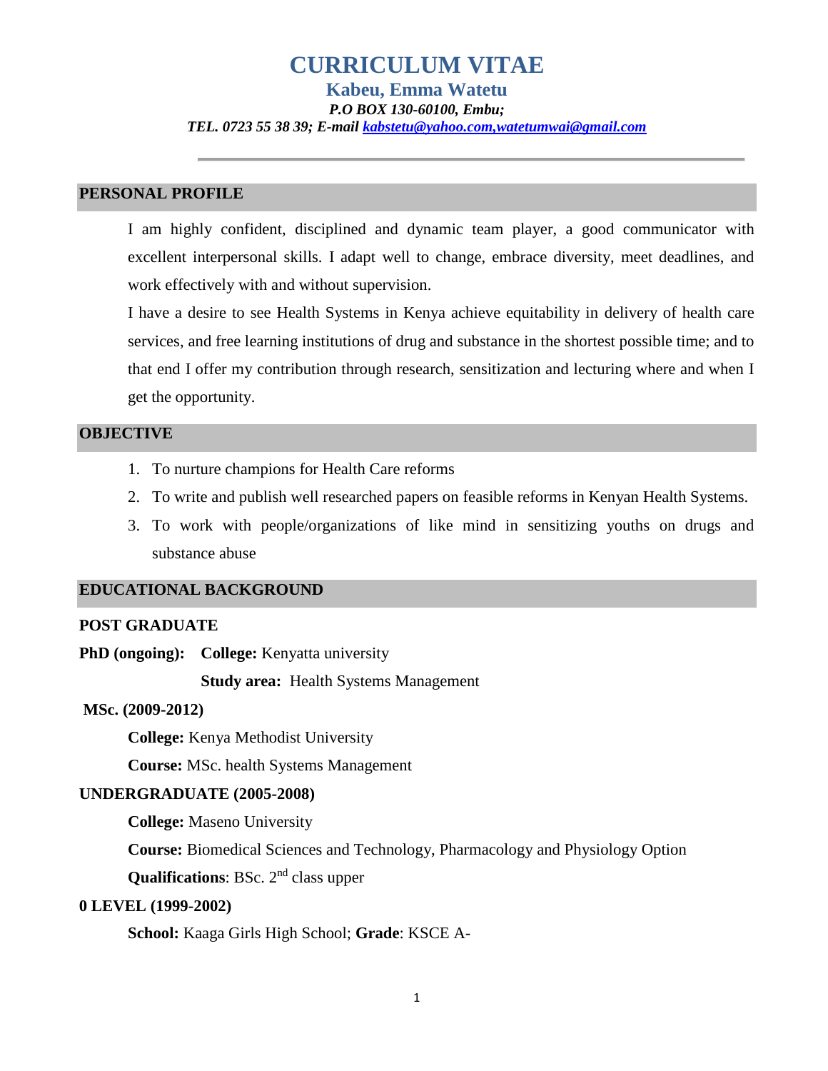# CURRICULUM VITAE

## Kabeu, Emma Watetu

***P.O BOX 130-60100, Embu;***

***TEL. 0723 55 38 39; E-mail kabstetu@yahoo.com,watetumwai@gmail.com***

---

## PERSONAL PROFILE

I am highly confident, disciplined and dynamic team player, a good communicator with excellent interpersonal skills. I adapt well to change, embrace diversity, meet deadlines, and work effectively with and without supervision.

I have a desire to see Health Systems in Kenya achieve equitability in delivery of health care services, and free learning institutions of drug and substance in the shortest possible time; and to that end I offer my contribution through research, sensitization and lecturing where and when I get the opportunity.

## OBJECTIVE

1. To nurture champions for Health Care reforms
2. To write and publish well researched papers on feasible reforms in Kenyan Health Systems.
3. To work with people/organizations of like mind in sensitizing youths on drugs and substance abuse

## EDUCATIONAL BACKGROUND

### POST GRADUATE

**PhD (ongoing):** **College:** Kenyatta university

**Study area:** Health Systems Management

**MSc. (2009-2012)**

**College:** Kenya Methodist University

**Course:** MSc. health Systems Management

### UNDERGRADUATE (2005-2008)

**College:** Maseno University

**Course:** Biomedical Sciences and Technology, Pharmacology and Physiology Option

**Qualifications**: BSc. 2nd class upper

### 0 LEVEL (1999-2002)

**School:** Kaaga Girls High School; **Grade**: KSCE A-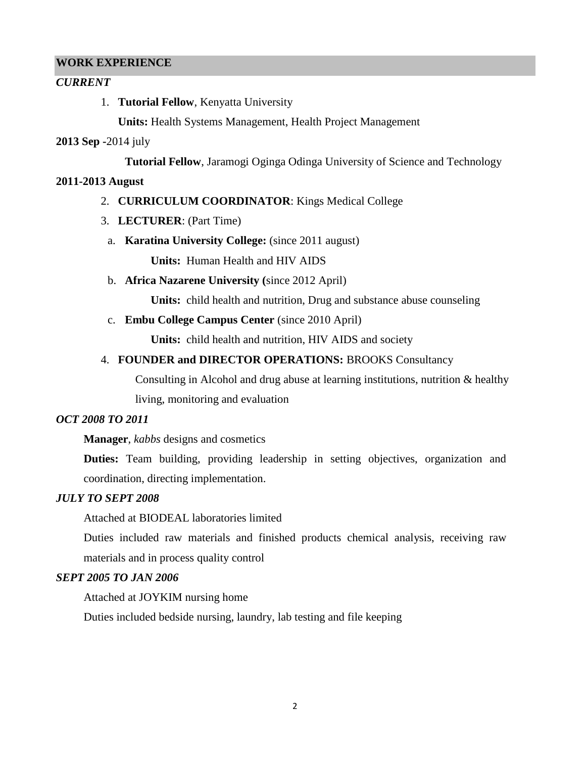## WORK EXPERIENCE

***CURRENT***

1. **Tutorial Fellow**, Kenyatta University

   **Units:** Health Systems Management, Health Project Management

**2013 Sep -**2014 july

**Tutorial Fellow**, Jaramogi Oginga Odinga University of Science and Technology

**2011-2013 August**

2. **CURRICULUM COORDINATOR**: Kings Medical College
3. **LECTURER**: (Part Time)
   a. **Karatina University College:** (since 2011 august)

      **Units:** Human Health and HIV AIDS

   b. **Africa Nazarene University (**since 2012 April)

      **Units:** child health and nutrition, Drug and substance abuse counseling

   c. **Embu College Campus Center** (since 2010 April)

      **Units:** child health and nutrition, HIV AIDS and society

4. **FOUNDER and DIRECTOR OPERATIONS:** BROOKS Consultancy

   Consulting in Alcohol and drug abuse at learning institutions, nutrition & healthy living, monitoring and evaluation

***OCT 2008 TO 2011***

**Manager**, *kabbs* designs and cosmetics

**Duties:** Team building, providing leadership in setting objectives, organization and coordination, directing implementation.

***JULY TO SEPT 2008***

Attached at BIODEAL laboratories limited

Duties included raw materials and finished products chemical analysis, receiving raw materials and in process quality control

***SEPT 2005 TO JAN 2006***

Attached at JOYKIM nursing home

Duties included bedside nursing, laundry, lab testing and file keeping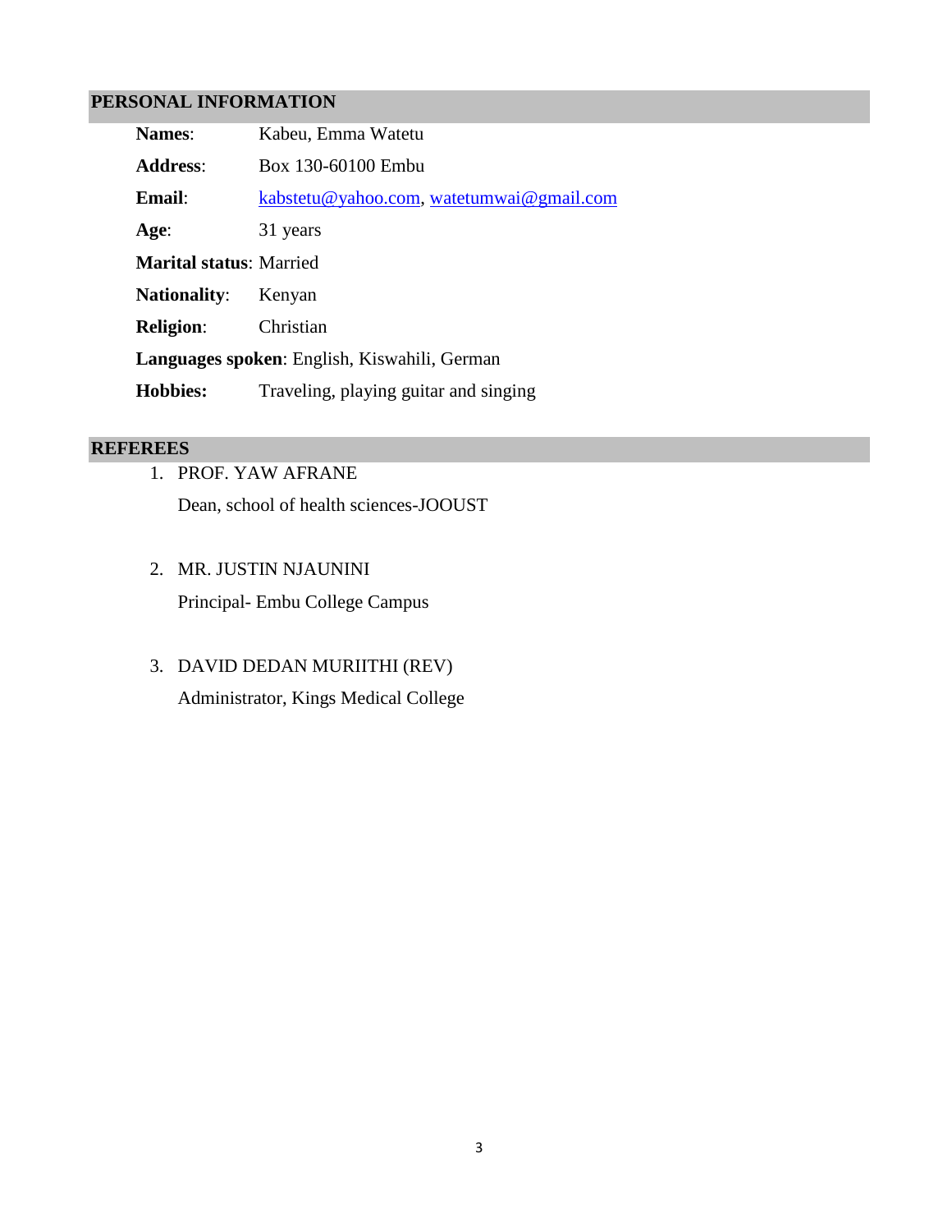## PERSONAL INFORMATION

**Names**: Kabeu, Emma Watetu

**Address**: Box 130-60100 Embu

**Email**: kabstetu@yahoo.com, watetumwai@gmail.com

**Age**: 31 years

**Marital status**: Married

**Nationality**: Kenyan

**Religion**: Christian

**Languages spoken**: English, Kiswahili, German

**Hobbies:** Traveling, playing guitar and singing

## REFEREES

1. PROF. YAW AFRANE

   Dean, school of health sciences-JOOUST

2. MR. JUSTIN NJAUNINI

   Principal- Embu College Campus

3. DAVID DEDAN MURIITHI (REV)

   Administrator, Kings Medical College